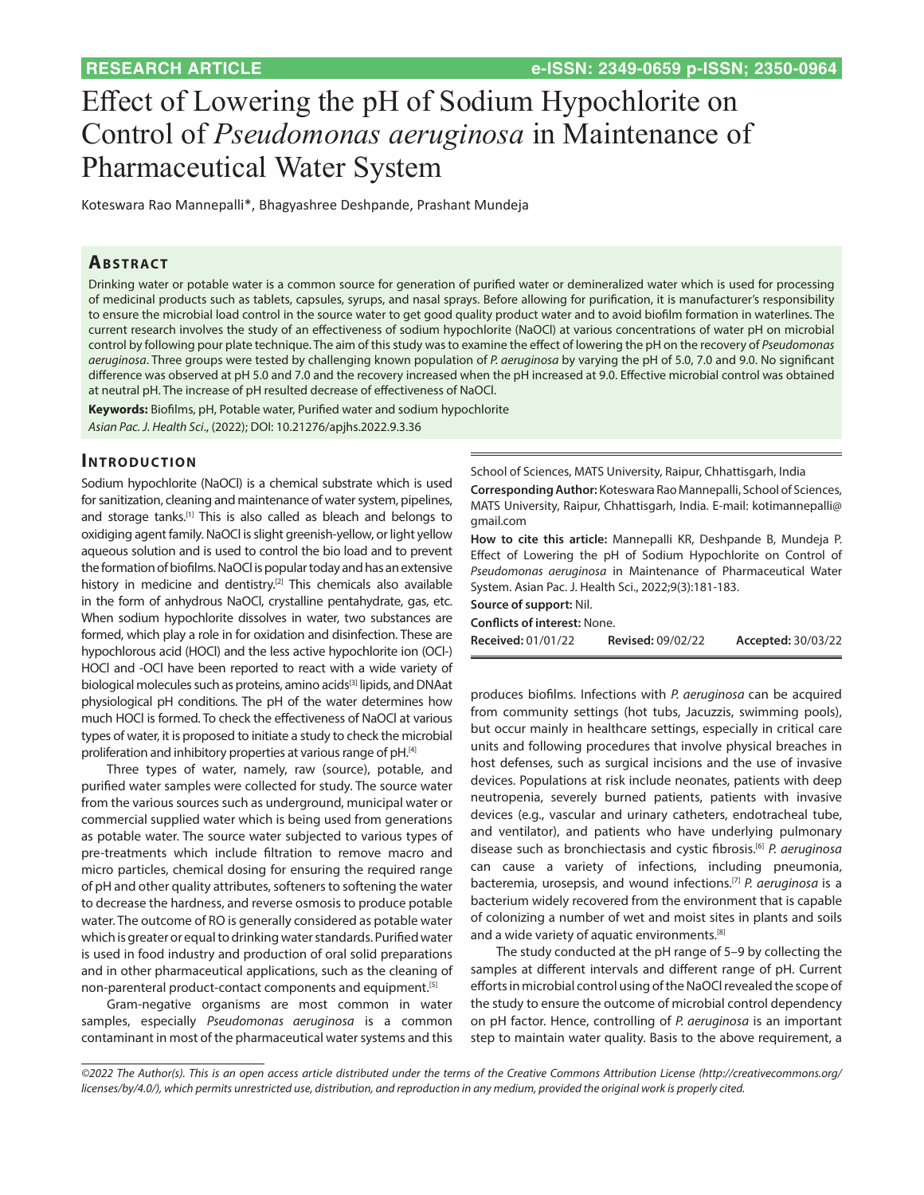RESEARCH ARTICLE

e-ISSN: 2349-0659 p-ISSN; 2350-0964

# Effect of Lowering the pH of Sodium Hypochlorite on Control of *Pseudomonas aeruginosa* in Maintenance of Pharmaceutical Water System

Koteswara Rao Mannepalli*, Bhagyashree Deshpande, Prashant Mundeja

## Abstract

Drinking water or potable water is a common source for generation of purified water or demineralized water which is used for processing of medicinal products such as tablets, capsules, syrups, and nasal sprays. Before allowing for purification, it is manufacturer's responsibility to ensure the microbial load control in the source water to get good quality product water and to avoid biofilm formation in waterlines. The current research involves the study of an effectiveness of sodium hypochlorite (NaOCl) at various concentrations of water pH on microbial control by following pour plate technique. The aim of this study was to examine the effect of lowering the pH on the recovery of *Pseudomonas aeruginosa*. Three groups were tested by challenging known population of *P. aeruginosa* by varying the pH of 5.0, 7.0 and 9.0. No significant difference was observed at pH 5.0 and 7.0 and the recovery increased when the pH increased at 9.0. Effective microbial control was obtained at neutral pH. The increase of pH resulted decrease of effectiveness of NaOCl.

**Keywords:** Biofilms, pH, Potable water, Purified water and sodium hypochlorite

*Asian Pac. J. Health Sci.*, (2022); DOI: 10.21276/apjhs.2022.9.3.36

School of Sciences, MATS University, Raipur, Chhattisgarh, India

**Corresponding Author:** Koteswara Rao Mannepalli, School of Sciences, MATS University, Raipur, Chhattisgarh, India. E-mail: kotimannepalli@gmail.com

**How to cite this article:** Mannepalli KR, Deshpande B, Mundeja P. Effect of Lowering the pH of Sodium Hypochlorite on Control of *Pseudomonas aeruginosa* in Maintenance of Pharmaceutical Water System. Asian Pac. J. Health Sci., 2022;9(3):181-183.

**Source of support:** Nil.

**Conflicts of interest:** None.

**Received:** 01/01/22 **Revised:** 09/02/22 **Accepted:** 30/03/22

## Introduction

Sodium hypochlorite (NaOCl) is a chemical substrate which is used for sanitization, cleaning and maintenance of water system, pipelines, and storage tanks.[1] This is also called as bleach and belongs to oxidiging agent family. NaOCl is slight greenish-yellow, or light yellow aqueous solution and is used to control the bio load and to prevent the formation of biofilms. NaOCl is popular today and has an extensive history in medicine and dentistry.[2] This chemicals also available in the form of anhydrous NaOCl, crystalline pentahydrate, gas, etc. When sodium hypochlorite dissolves in water, two substances are formed, which play a role in for oxidation and disinfection. These are hypochlorous acid (HOCl) and the less active hypochlorite ion (OCl-) HOCl and -OCl have been reported to react with a wide variety of biological molecules such as proteins, amino acids[3] lipids, and DNAat physiological pH conditions. The pH of the water determines how much HOCl is formed. To check the effectiveness of NaOCl at various types of water, it is proposed to initiate a study to check the microbial proliferation and inhibitory properties at various range of pH.[4]

Three types of water, namely, raw (source), potable, and purified water samples were collected for study. The source water from the various sources such as underground, municipal water or commercial supplied water which is being used from generations as potable water. The source water subjected to various types of pre-treatments which include filtration to remove macro and micro particles, chemical dosing for ensuring the required range of pH and other quality attributes, softeners to softening the water to decrease the hardness, and reverse osmosis to produce potable water. The outcome of RO is generally considered as potable water which is greater or equal to drinking water standards. Purified water is used in food industry and production of oral solid preparations and in other pharmaceutical applications, such as the cleaning of non-parenteral product-contact components and equipment.[5]

Gram-negative organisms are most common in water samples, especially *Pseudomonas aeruginosa* is a common contaminant in most of the pharmaceutical water systems and this produces biofilms. Infections with *P. aeruginosa* can be acquired from community settings (hot tubs, Jacuzzis, swimming pools), but occur mainly in healthcare settings, especially in critical care units and following procedures that involve physical breaches in host defenses, such as surgical incisions and the use of invasive devices. Populations at risk include neonates, patients with deep neutropenia, severely burned patients, patients with invasive devices (e.g., vascular and urinary catheters, endotracheal tube, and ventilator), and patients who have underlying pulmonary disease such as bronchiectasis and cystic fibrosis.[6] *P. aeruginosa* can cause a variety of infections, including pneumonia, bacteremia, urosepsis, and wound infections.[7] *P. aeruginosa* is a bacterium widely recovered from the environment that is capable of colonizing a number of wet and moist sites in plants and soils and a wide variety of aquatic environments.[8]

The study conducted at the pH range of 5–9 by collecting the samples at different intervals and different range of pH. Current efforts in microbial control using of the NaOCl revealed the scope of the study to ensure the outcome of microbial control dependency on pH factor. Hence, controlling of *P. aeruginosa* is an important step to maintain water quality. Basis to the above requirement, a

*©2022 The Author(s). This is an open access article distributed under the terms of the Creative Commons Attribution License (http://creativecommons.org/licenses/by/4.0/), which permits unrestricted use, distribution, and reproduction in any medium, provided the original work is properly cited.*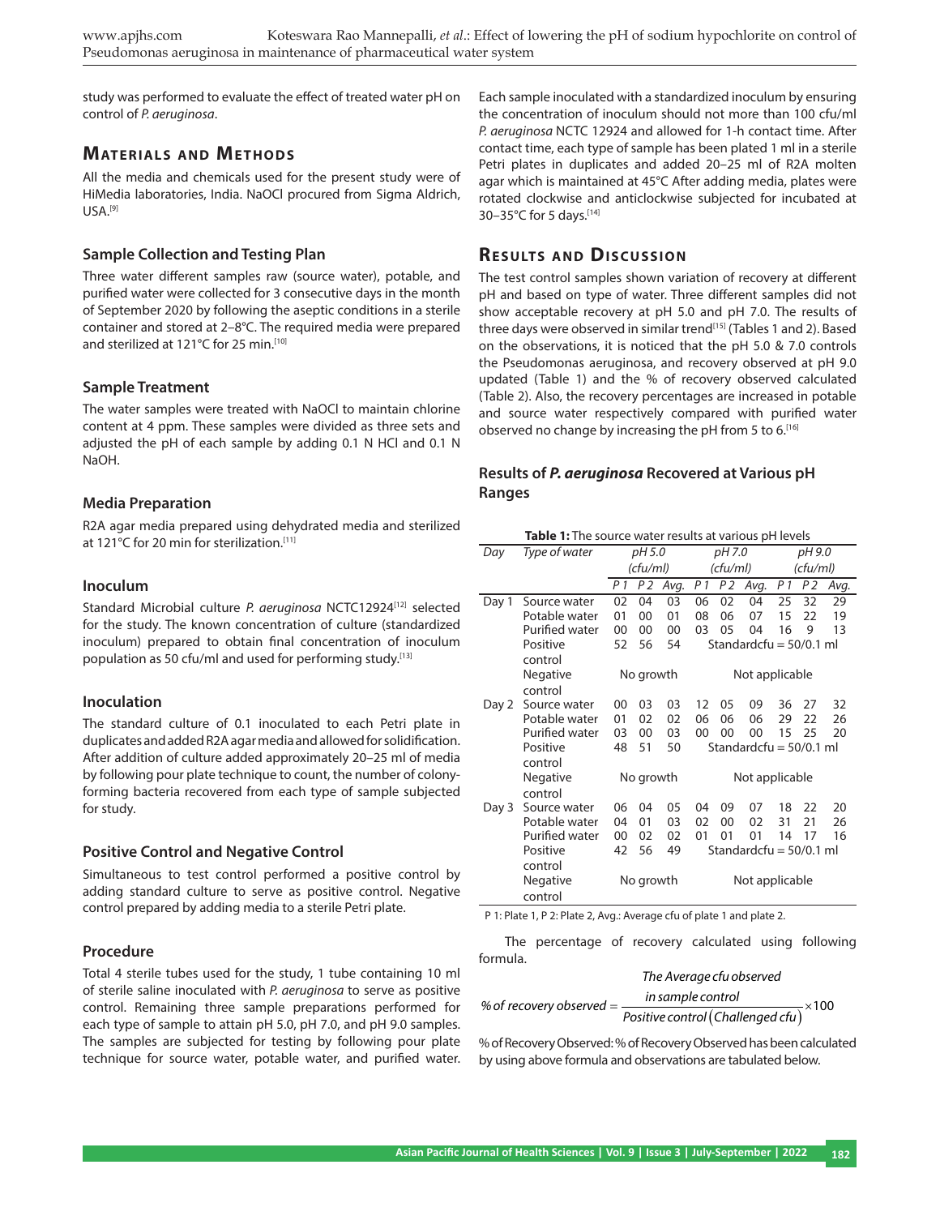study was performed to evaluate the effect of treated water pH on control of *P. aeruginosa*.

## Materials and Methods

All the media and chemicals used for the present study were of HiMedia laboratories, India. NaOCl procured from Sigma Aldrich, USA.[9]

### Sample Collection and Testing Plan

Three water different samples raw (source water), potable, and purified water were collected for 3 consecutive days in the month of September 2020 by following the aseptic conditions in a sterile container and stored at 2–8°C. The required media were prepared and sterilized at 121°C for 25 min.[10]

### Sample Treatment

The water samples were treated with NaOCl to maintain chlorine content at 4 ppm. These samples were divided as three sets and adjusted the pH of each sample by adding 0.1 N HCl and 0.1 N NaOH.

### Media Preparation

R2A agar media prepared using dehydrated media and sterilized at 121°C for 20 min for sterilization.[11]

### Inoculum

Standard Microbial culture *P. aeruginosa* NCTC12924[12] selected for the study. The known concentration of culture (standardized inoculum) prepared to obtain final concentration of inoculum population as 50 cfu/ml and used for performing study.[13]

### Inoculation

The standard culture of 0.1 inoculated to each Petri plate in duplicates and added R2A agar media and allowed for solidification. After addition of culture added approximately 20–25 ml of media by following pour plate technique to count, the number of colony-forming bacteria recovered from each type of sample subjected for study.

### Positive Control and Negative Control

Simultaneous to test control performed a positive control by adding standard culture to serve as positive control. Negative control prepared by adding media to a sterile Petri plate.

### Procedure

Total 4 sterile tubes used for the study, 1 tube containing 10 ml of sterile saline inoculated with *P. aeruginosa* to serve as positive control. Remaining three sample preparations performed for each type of sample to attain pH 5.0, pH 7.0, and pH 9.0 samples. The samples are subjected for testing by following pour plate technique for source water, potable water, and purified water. Each sample inoculated with a standardized inoculum by ensuring the concentration of inoculum should not more than 100 cfu/ml *P. aeruginosa* NCTC 12924 and allowed for 1-h contact time. After contact time, each type of sample has been plated 1 ml in a sterile Petri plates in duplicates and added 20–25 ml of R2A molten agar which is maintained at 45°C After adding media, plates were rotated clockwise and anticlockwise subjected for incubated at 30–35°C for 5 days.[14]

## Results and Discussion

The test control samples shown variation of recovery at different pH and based on type of water. Three different samples did not show acceptable recovery at pH 5.0 and pH 7.0. The results of three days were observed in similar trend[15] (Tables 1 and 2). Based on the observations, it is noticed that the pH 5.0 & 7.0 controls the Pseudomonas aeruginosa, and recovery observed at pH 9.0 updated (Table 1) and the % of recovery observed calculated (Table 2). Also, the recovery percentages are increased in potable and source water respectively compared with purified water observed no change by increasing the pH from 5 to 6.[16]

### Results of *P. aeruginosa* Recovered at Various pH Ranges

**Table 1:** The source water results at various pH levels

| Day | Type of water | pH 5.0 (cfu/ml) | | | pH 7.0 (cfu/ml) | | | pH 9.0 (cfu/ml) | | |
|---|---|---|---|---|---|---|---|---|---|---|
| | | P 1 | P 2 | Avg. | P 1 | P 2 | Avg. | P 1 | P 2 | Avg. |
| Day 1 | Source water | 02 | 04 | 03 | 06 | 02 | 04 | 25 | 32 | 29 |
| | Potable water | 01 | 00 | 01 | 08 | 06 | 07 | 15 | 22 | 19 |
| | Purified water | 00 | 00 | 00 | 03 | 05 | 04 | 16 | 9 | 13 |
| | Positive control | 52 | 56 | 54 | Standardcfu = 50/0.1 ml | | | | | |
| | Negative control | No growth | | | Not applicable | | | | | |
| Day 2 | Source water | 00 | 03 | 03 | 12 | 05 | 09 | 36 | 27 | 32 |
| | Potable water | 01 | 02 | 02 | 06 | 06 | 06 | 29 | 22 | 26 |
| | Purified water | 03 | 00 | 03 | 00 | 00 | 00 | 15 | 25 | 20 |
| | Positive control | 48 | 51 | 50 | Standardcfu = 50/0.1 ml | | | | | |
| | Negative control | No growth | | | Not applicable | | | | | |
| Day 3 | Source water | 06 | 04 | 05 | 04 | 09 | 07 | 18 | 22 | 20 |
| | Potable water | 04 | 01 | 03 | 02 | 00 | 02 | 31 | 21 | 26 |
| | Purified water | 00 | 02 | 02 | 01 | 01 | 01 | 14 | 17 | 16 |
| | Positive control | 42 | 56 | 49 | Standardcfu = 50/0.1 ml | | | | | |
| | Negative control | No growth | | | Not applicable | | | | | |

P 1: Plate 1, P 2: Plate 2, Avg.: Average cfu of plate 1 and plate 2.

The percentage of recovery calculated using following formula.

$$\%\ of\ recovery\ observed = \frac{The\ Average\ cfu\ observed\ in\ sample\ control}{Positive\ control\left(Challenged\ cfu\right)} \times 100$$

% of Recovery Observed: % of Recovery Observed has been calculated by using above formula and observations are tabulated below.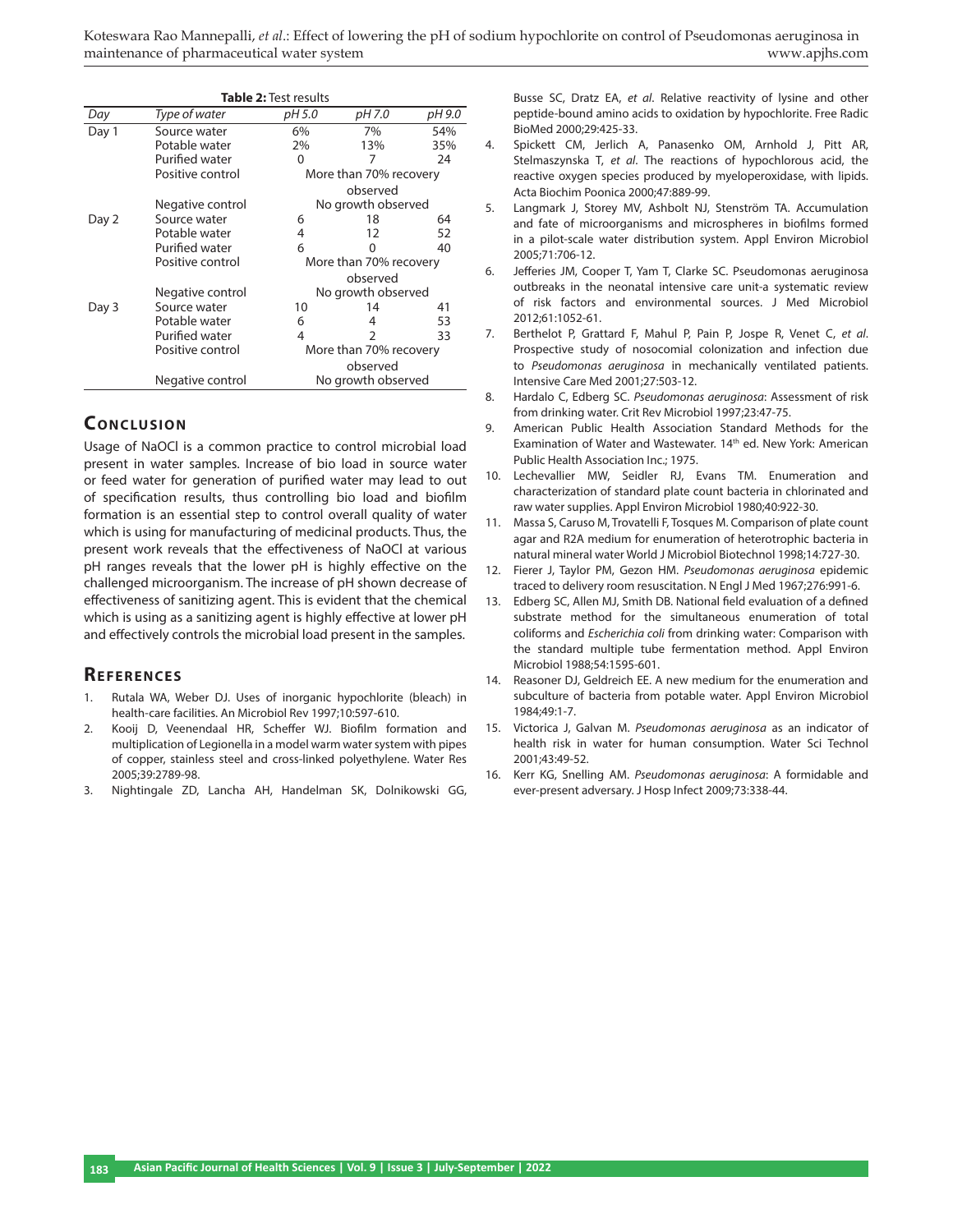**Table 2:** Test results

| Day | Type of water | pH 5.0 | pH 7.0 | pH 9.0 |
|---|---|---|---|---|
| Day 1 | Source water | 6% | 7% | 54% |
| | Potable water | 2% | 13% | 35% |
| | Purified water | 0 | 7 | 24 |
| | Positive control | More than 70% recovery observed | | |
| | Negative control | No growth observed | | |
| Day 2 | Source water | 6 | 18 | 64 |
| | Potable water | 4 | 12 | 52 |
| | Purified water | 6 | 0 | 40 |
| | Positive control | More than 70% recovery observed | | |
| | Negative control | No growth observed | | |
| Day 3 | Source water | 10 | 14 | 41 |
| | Potable water | 6 | 4 | 53 |
| | Purified water | 4 | 2 | 33 |
| | Positive control | More than 70% recovery observed | | |
| | Negative control | No growth observed | | |

## Conclusion

Usage of NaOCl is a common practice to control microbial load present in water samples. Increase of bio load in source water or feed water for generation of purified water may lead to out of specification results, thus controlling bio load and biofilm formation is an essential step to control overall quality of water which is using for manufacturing of medicinal products. Thus, the present work reveals that the effectiveness of NaOCl at various pH ranges reveals that the lower pH is highly effective on the challenged microorganism. The increase of pH shown decrease of effectiveness of sanitizing agent. This is evident that the chemical which is using as a sanitizing agent is highly effective at lower pH and effectively controls the microbial load present in the samples.

## References

1. Rutala WA, Weber DJ. Uses of inorganic hypochlorite (bleach) in health-care facilities. An Microbiol Rev 1997;10:597-610.
2. Kooij D, Veenendaal HR, Scheffer WJ. Biofilm formation and multiplication of Legionella in a model warm water system with pipes of copper, stainless steel and cross-linked polyethylene. Water Res 2005;39:2789-98.
3. Nightingale ZD, Lancha AH, Handelman SK, Dolnikowski GG, Busse SC, Dratz EA, *et al*. Relative reactivity of lysine and other peptide-bound amino acids to oxidation by hypochlorite. Free Radic BioMed 2000;29:425-33.
4. Spickett CM, Jerlich A, Panasenko OM, Arnhold J, Pitt AR, Stelmaszynska T, *et al*. The reactions of hypochlorous acid, the reactive oxygen species produced by myeloperoxidase, with lipids. Acta Biochim Poonica 2000;47:889-99.
5. Langmark J, Storey MV, Ashbolt NJ, Stenström TA. Accumulation and fate of microorganisms and microspheres in biofilms formed in a pilot-scale water distribution system. Appl Environ Microbiol 2005;71:706-12.
6. Jefferies JM, Cooper T, Yam T, Clarke SC. Pseudomonas aeruginosa outbreaks in the neonatal intensive care unit-a systematic review of risk factors and environmental sources. J Med Microbiol 2012;61:1052-61.
7. Berthelot P, Grattard F, Mahul P, Pain P, Jospe R, Venet C, *et al*. Prospective study of nosocomial colonization and infection due to *Pseudomonas aeruginosa* in mechanically ventilated patients. Intensive Care Med 2001;27:503-12.
8. Hardalo C, Edberg SC. *Pseudomonas aeruginosa*: Assessment of risk from drinking water. Crit Rev Microbiol 1997;23:47-75.
9. American Public Health Association Standard Methods for the Examination of Water and Wastewater. 14th ed. New York: American Public Health Association Inc.; 1975.
10. Lechevallier MW, Seidler RJ, Evans TM. Enumeration and characterization of standard plate count bacteria in chlorinated and raw water supplies. Appl Environ Microbiol 1980;40:922-30.
11. Massa S, Caruso M, Trovatelli F, Tosques M. Comparison of plate count agar and R2A medium for enumeration of heterotrophic bacteria in natural mineral water World J Microbiol Biotechnol 1998;14:727-30.
12. Fierer J, Taylor PM, Gezon HM. *Pseudomonas aeruginosa* epidemic traced to delivery room resuscitation. N Engl J Med 1967;276:991-6.
13. Edberg SC, Allen MJ, Smith DB. National field evaluation of a defined substrate method for the simultaneous enumeration of total coliforms and *Escherichia coli* from drinking water: Comparison with the standard multiple tube fermentation method. Appl Environ Microbiol 1988;54:1595-601.
14. Reasoner DJ, Geldreich EE. A new medium for the enumeration and subculture of bacteria from potable water. Appl Environ Microbiol 1984;49:1-7.
15. Victorica J, Galvan M. *Pseudomonas aeruginosa* as an indicator of health risk in water for human consumption. Water Sci Technol 2001;43:49-52.
16. Kerr KG, Snelling AM. *Pseudomonas aeruginosa*: A formidable and ever-present adversary. J Hosp Infect 2009;73:338-44.